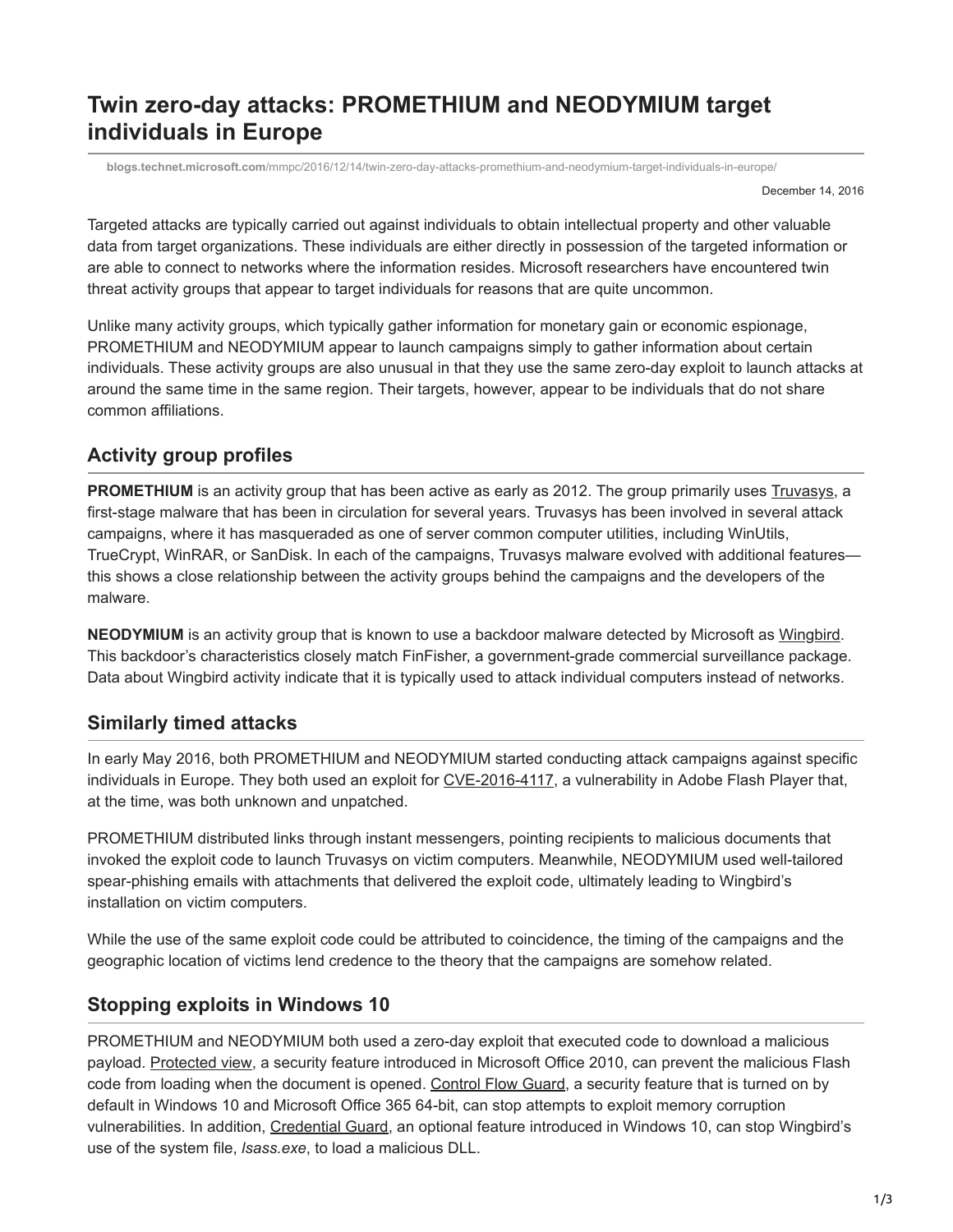# Twin zero-day attacks: PROMETHIUM and NEODYMIUM target individuals in Europe

blogs.technet.microsoft.com/mmpc/2016/12/14/twin-zero-day-attacks-promethium-and-neodymium-target-individuals-in-europe/

December 14, 2016

Targeted attacks are typically carried out against individuals to obtain intellectual property and other valuable data from target organizations. These individuals are either directly in possession of the targeted information or are able to connect to networks where the information resides. Microsoft researchers have encountered twin threat activity groups that appear to target individuals for reasons that are quite uncommon.

Unlike many activity groups, which typically gather information for monetary gain or economic espionage, PROMETHIUM and NEODYMIUM appear to launch campaigns simply to gather information about certain individuals. These activity groups are also unusual in that they use the same zero-day exploit to launch attacks at around the same time in the same region. Their targets, however, appear to be individuals that do not share common affiliations.

## Activity group profiles

**PROMETHIUM** is an activity group that has been active as early as 2012. The group primarily uses Truvasys, a first-stage malware that has been in circulation for several years. Truvasys has been involved in several attack campaigns, where it has masqueraded as one of server common computer utilities, including WinUtils, TrueCrypt, WinRAR, or SanDisk. In each of the campaigns, Truvasys malware evolved with additional features—this shows a close relationship between the activity groups behind the campaigns and the developers of the malware.

**NEODYMIUM** is an activity group that is known to use a backdoor malware detected by Microsoft as Wingbird. This backdoor's characteristics closely match FinFisher, a government-grade commercial surveillance package. Data about Wingbird activity indicate that it is typically used to attack individual computers instead of networks.

## Similarly timed attacks

In early May 2016, both PROMETHIUM and NEODYMIUM started conducting attack campaigns against specific individuals in Europe. They both used an exploit for CVE-2016-4117, a vulnerability in Adobe Flash Player that, at the time, was both unknown and unpatched.

PROMETHIUM distributed links through instant messengers, pointing recipients to malicious documents that invoked the exploit code to launch Truvasys on victim computers. Meanwhile, NEODYMIUM used well-tailored spear-phishing emails with attachments that delivered the exploit code, ultimately leading to Wingbird's installation on victim computers.

While the use of the same exploit code could be attributed to coincidence, the timing of the campaigns and the geographic location of victims lend credence to the theory that the campaigns are somehow related.

## Stopping exploits in Windows 10

PROMETHIUM and NEODYMIUM both used a zero-day exploit that executed code to download a malicious payload. Protected view, a security feature introduced in Microsoft Office 2010, can prevent the malicious Flash code from loading when the document is opened. Control Flow Guard, a security feature that is turned on by default in Windows 10 and Microsoft Office 365 64-bit, can stop attempts to exploit memory corruption vulnerabilities. In addition, Credential Guard, an optional feature introduced in Windows 10, can stop Wingbird's use of the system file, *lsass.exe*, to load a malicious DLL.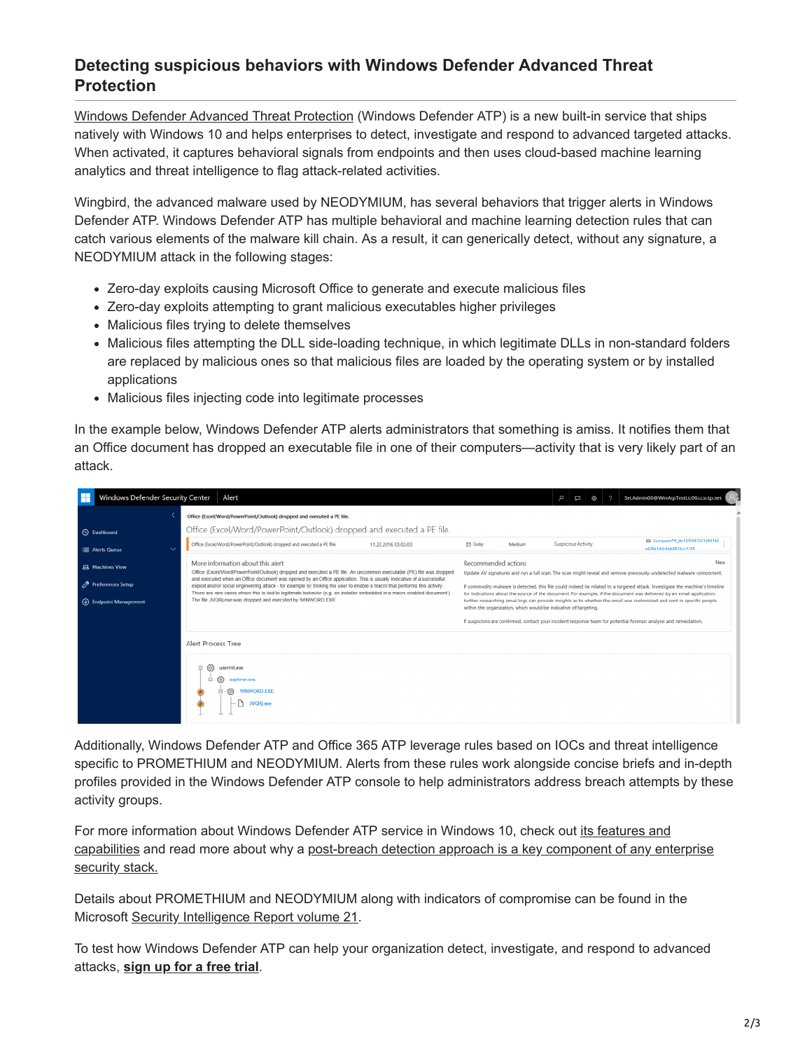## Detecting suspicious behaviors with Windows Defender Advanced Threat Protection

Windows Defender Advanced Threat Protection (Windows Defender ATP) is a new built-in service that ships natively with Windows 10 and helps enterprises to detect, investigate and respond to advanced targeted attacks. When activated, it captures behavioral signals from endpoints and then uses cloud-based machine learning analytics and threat intelligence to flag attack-related activities.

Wingbird, the advanced malware used by NEODYMIUM, has several behaviors that trigger alerts in Windows Defender ATP. Windows Defender ATP has multiple behavioral and machine learning detection rules that can catch various elements of the malware kill chain. As a result, it can generically detect, without any signature, a NEODYMIUM attack in the following stages:

- Zero-day exploits causing Microsoft Office to generate and execute malicious files
- Zero-day exploits attempting to grant malicious executables higher privileges
- Malicious files trying to delete themselves
- Malicious files attempting the DLL side-loading technique, in which legitimate DLLs in non-standard folders are replaced by malicious ones so that malicious files are loaded by the operating system or by installed applications
- Malicious files injecting code into legitimate processes

In the example below, Windows Defender ATP alerts administrators that something is amiss. It notifies them that an Office document has dropped an executable file in one of their computers—activity that is very likely part of an attack.

Additionally, Windows Defender ATP and Office 365 ATP leverage rules based on IOCs and threat intelligence specific to PROMETHIUM and NEODYMIUM. Alerts from these rules work alongside concise briefs and in-depth profiles provided in the Windows Defender ATP console to help administrators address breach attempts by these activity groups.

For more information about Windows Defender ATP service in Windows 10, check out its features and capabilities and read more about why a post-breach detection approach is a key component of any enterprise security stack.

Details about PROMETHIUM and NEODYMIUM along with indicators of compromise can be found in the Microsoft Security Intelligence Report volume 21.

To test how Windows Defender ATP can help your organization detect, investigate, and respond to advanced attacks, **sign up for a free trial**.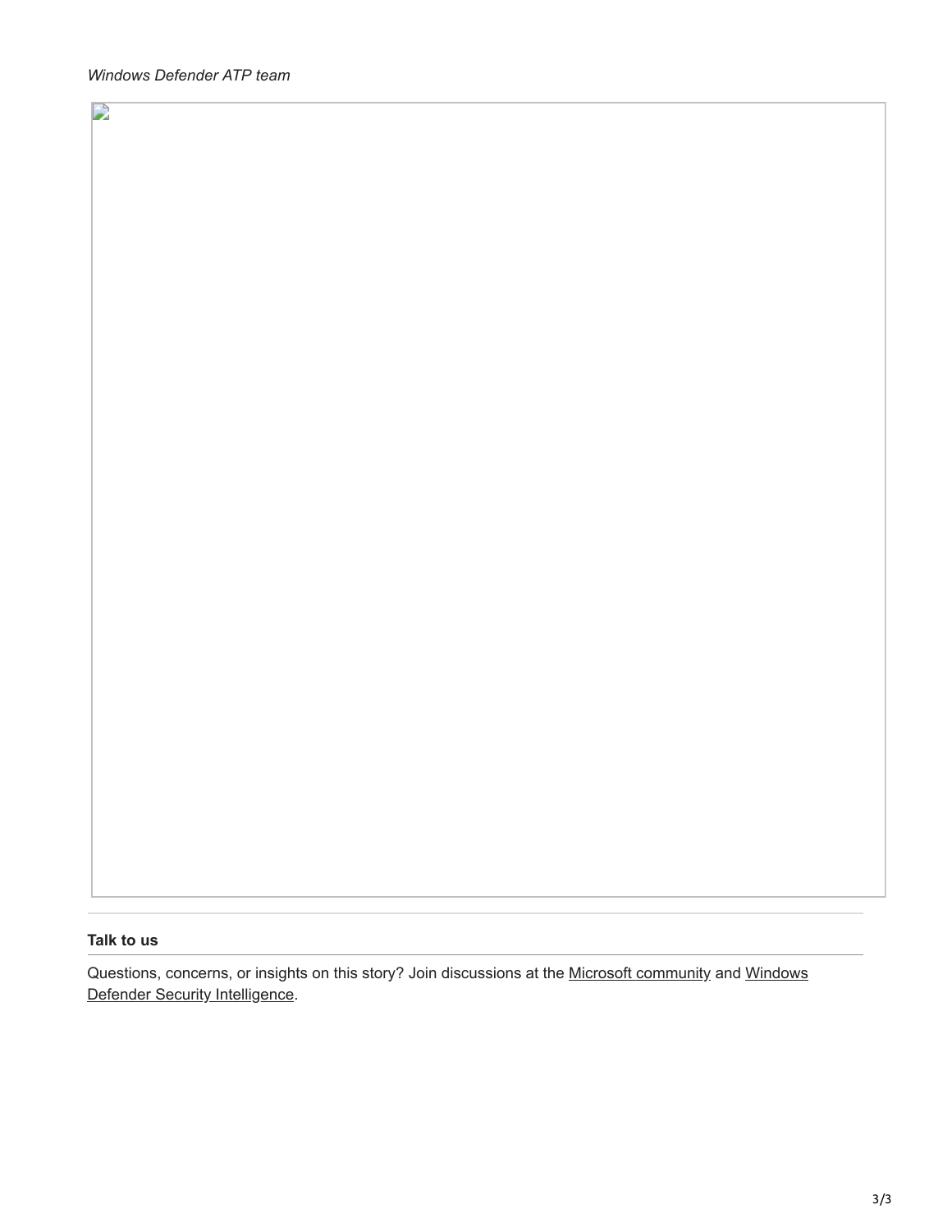*Windows Defender ATP team*

**Talk to us**

Questions, concerns, or insights on this story? Join discussions at the Microsoft community and Windows Defender Security Intelligence.